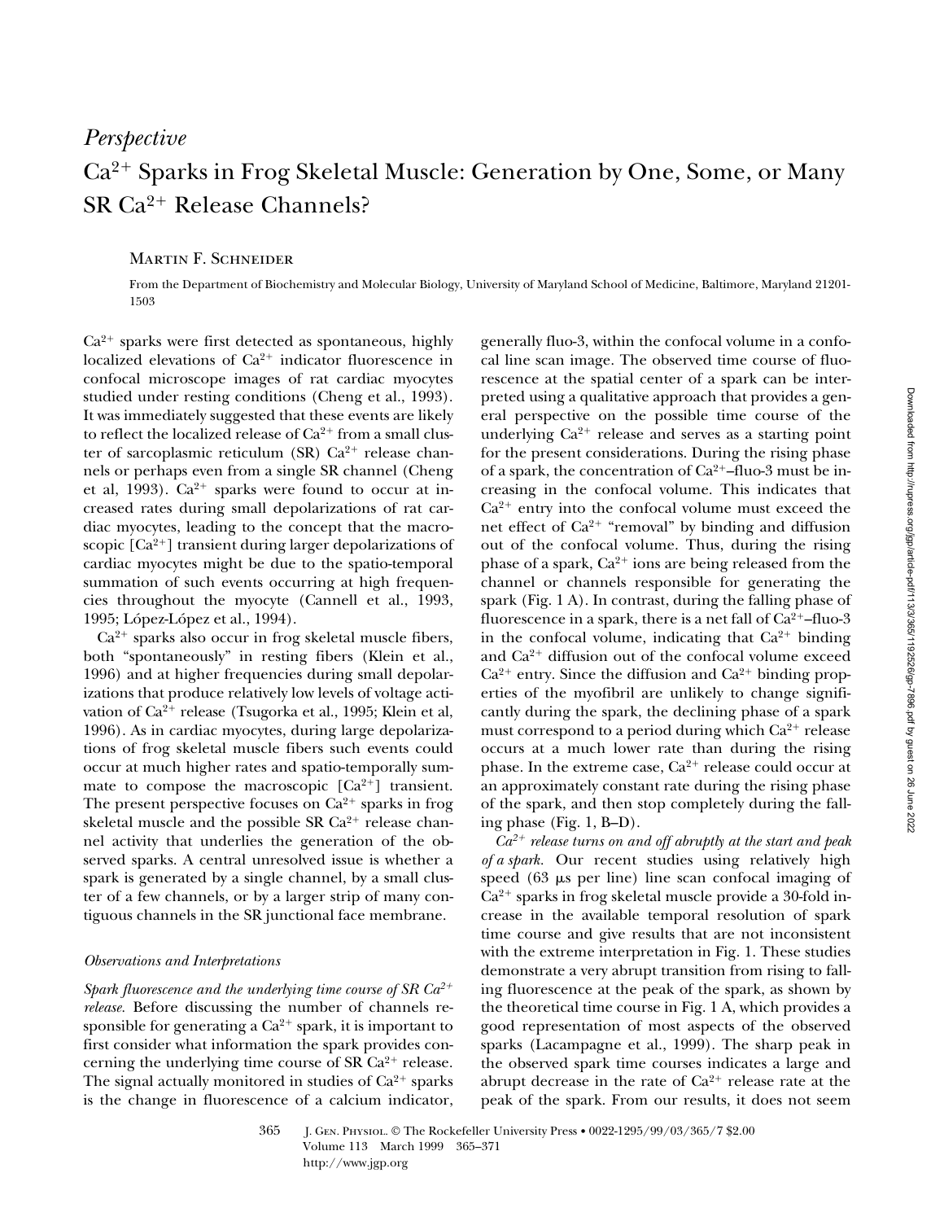*Perspective*

# $Ca^{2+}$ Sparks in Frog Skeletal Muscle: Generation by One, Some, or Many SR $Ca^{2+}$ Release Channels?

Martin F. Schneider

From the Department of Biochemistry and Molecular Biology, University of Maryland School of Medicine, Baltimore, Maryland 21201-1503

$Ca^{2+}$ sparks were first detected as spontaneous, highly localized elevations of $Ca^{2+}$ indicator fluorescence in confocal microscope images of rat cardiac myocytes studied under resting conditions (Cheng et al., 1993). It was immediately suggested that these events are likely to reflect the localized release of $Ca^{2+}$ from a small cluster of sarcoplasmic reticulum (SR) $Ca^{2+}$ release channels or perhaps even from a single SR channel (Cheng et al, 1993). $Ca^{2+}$ sparks were found to occur at increased rates during small depolarizations of rat cardiac myocytes, leading to the concept that the macroscopic [$Ca^{2+}$] transient during larger depolarizations of cardiac myocytes might be due to the spatio-temporal summation of such events occurring at high frequencies throughout the myocyte (Cannell et al., 1993, 1995; López-López et al., 1994).

$Ca^{2+}$ sparks also occur in frog skeletal muscle fibers, both "spontaneously" in resting fibers (Klein et al., 1996) and at higher frequencies during small depolarizations that produce relatively low levels of voltage activation of $Ca^{2+}$ release (Tsugorka et al., 1995; Klein et al, 1996). As in cardiac myocytes, during large depolarizations of frog skeletal muscle fibers such events could occur at much higher rates and spatio-temporally summate to compose the macroscopic [$Ca^{2+}$] transient. The present perspective focuses on $Ca^{2+}$ sparks in frog skeletal muscle and the possible SR $Ca^{2+}$ release channel activity that underlies the generation of the observed sparks. A central unresolved issue is whether a spark is generated by a single channel, by a small cluster of a few channels, or by a larger strip of many contiguous channels in the SR junctional face membrane.

## *Observations and Interpretations*

*Spark fluorescence and the underlying time course of SR $Ca^{2+}$ release.* Before discussing the number of channels responsible for generating a $Ca^{2+}$ spark, it is important to first consider what information the spark provides concerning the underlying time course of SR $Ca^{2+}$ release. The signal actually monitored in studies of $Ca^{2+}$ sparks is the change in fluorescence of a calcium indicator, generally fluo-3, within the confocal volume in a confocal line scan image. The observed time course of fluorescence at the spatial center of a spark can be interpreted using a qualitative approach that provides a general perspective on the possible time course of the underlying $Ca^{2+}$ release and serves as a starting point for the present considerations. During the rising phase of a spark, the concentration of $Ca^{2+}$–fluo-3 must be increasing in the confocal volume. This indicates that $Ca^{2+}$ entry into the confocal volume must exceed the net effect of $Ca^{2+}$ "removal" by binding and diffusion out of the confocal volume. Thus, during the rising phase of a spark, $Ca^{2+}$ ions are being released from the channel or channels responsible for generating the spark (Fig. 1 A). In contrast, during the falling phase of fluorescence in a spark, there is a net fall of $Ca^{2+}$–fluo-3 in the confocal volume, indicating that $Ca^{2+}$ binding and $Ca^{2+}$ diffusion out of the confocal volume exceed $Ca^{2+}$ entry. Since the diffusion and $Ca^{2+}$ binding properties of the myofibril are unlikely to change significantly during the spark, the declining phase of a spark must correspond to a period during which $Ca^{2+}$ release occurs at a much lower rate than during the rising phase. In the extreme case, $Ca^{2+}$ release could occur at an approximately constant rate during the rising phase of the spark, and then stop completely during the falling phase (Fig. 1, B–D).

*$Ca^{2+}$ release turns on and off abruptly at the start and peak of a spark.* Our recent studies using relatively high speed (63 μs per line) line scan confocal imaging of $Ca^{2+}$ sparks in frog skeletal muscle provide a 30-fold increase in the available temporal resolution of spark time course and give results that are not inconsistent with the extreme interpretation in Fig. 1. These studies demonstrate a very abrupt transition from rising to falling fluorescence at the peak of the spark, as shown by the theoretical time course in Fig. 1 A, which provides a good representation of most aspects of the observed sparks (Lacampagne et al., 1999). The sharp peak in the observed spark time courses indicates a large and abrupt decrease in the rate of $Ca^{2+}$ release rate at the peak of the spark. From our results, it does not seem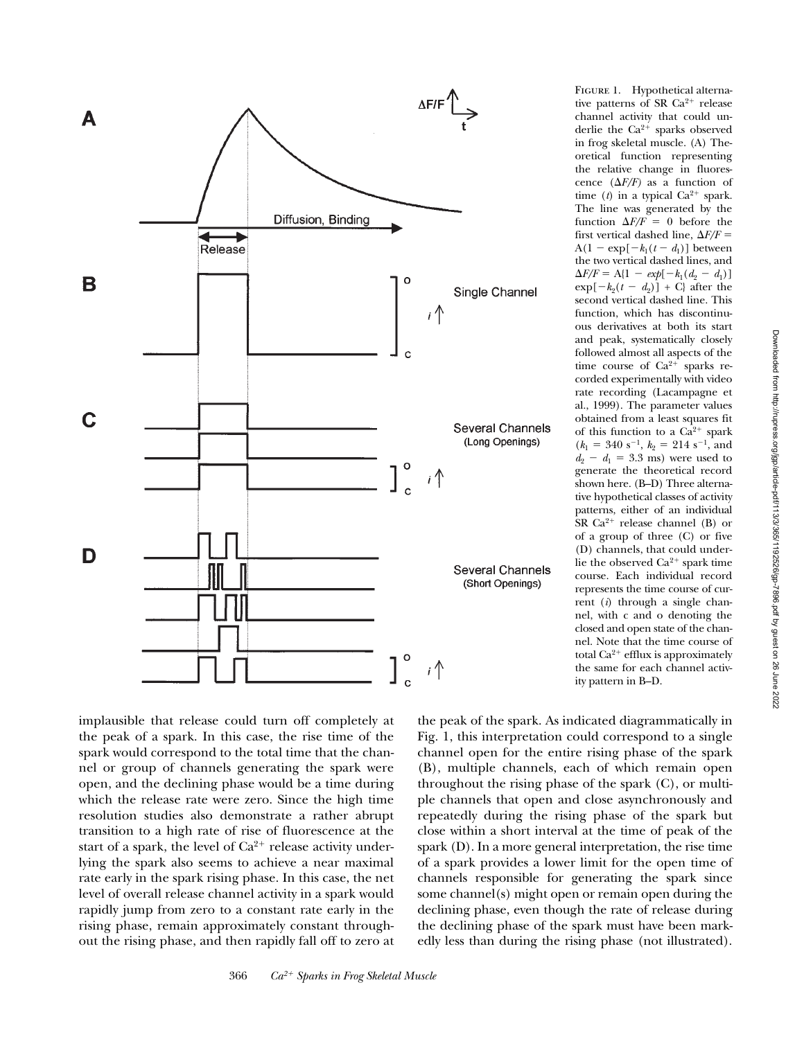A

ΔF/F

t

Diffusion, Binding

Release

B

o

c

Single Channel

$i$

C

Several Channels
(Long Openings)

o

c

$i$

D

Several Channels
(Short Openings)

o

c

$i$

FIGURE 1. Hypothetical alternative patterns of SR $Ca^{2+}$ release channel activity that could underlie the $Ca^{2+}$ sparks observed in frog skeletal muscle. (A) Theoretical function representing the relative change in fluorescence ($\Delta F/F$) as a function of time ($t$) in a typical $Ca^{2+}$ spark. The line was generated by the function $\Delta F/F = 0$ before the first vertical dashed line, $\Delta F/F = A(1 - \exp[-k_1(t - d_1)]$ between the two vertical dashed lines, and $\Delta F/F = A\{1 - exp[-k_1(d_2 - d_1)]\ \exp[-k_2(t - d_2)] + C\}$ after the second vertical dashed line. This function, which has discontinuous derivatives at both its start and peak, systematically closely followed almost all aspects of the time course of $Ca^{2+}$ sparks recorded experimentally with video rate recording (Lacampagne et al., 1999). The parameter values obtained from a least squares fit of this function to a $Ca^{2+}$ spark ($k_1 = 340\ s^{-1}$, $k_2 = 214\ s^{-1}$, and $d_2 - d_1 = 3.3$ ms) were used to generate the theoretical record shown here. (B–D) Three alternative hypothetical classes of activity patterns, either of an individual SR $Ca^{2+}$ release channel (B) or of a group of three (C) or five (D) channels, that could underlie the observed $Ca^{2+}$ spark time course. Each individual record represents the time course of current ($i$) through a single channel, with c and o denoting the closed and open state of the channel. Note that the time course of total $Ca^{2+}$ efflux is approximately the same for each channel activity pattern in B–D.

implausible that release could turn off completely at the peak of a spark. In this case, the rise time of the spark would correspond to the total time that the channel or group of channels generating the spark were open, and the declining phase would be a time during which the release rate were zero. Since the high time resolution studies also demonstrate a rather abrupt transition to a high rate of rise of fluorescence at the start of a spark, the level of $Ca^{2+}$ release activity underlying the spark also seems to achieve a near maximal rate early in the spark rising phase. In this case, the net level of overall release channel activity in a spark would rapidly jump from zero to a constant rate early in the rising phase, remain approximately constant throughout the rising phase, and then rapidly fall off to zero at the peak of the spark. As indicated diagrammatically in Fig. 1, this interpretation could correspond to a single channel open for the entire rising phase of the spark (B), multiple channels, each of which remain open throughout the rising phase of the spark (C), or multiple channels that open and close asynchronously and repeatedly during the rising phase of the spark but close within a short interval at the time of peak of the spark (D). In a more general interpretation, the rise time of a spark provides a lower limit for the open time of channels responsible for generating the spark since some channel(s) might open or remain open during the declining phase, even though the rate of release during the declining phase of the spark must have been markedly less than during the rising phase (not illustrated).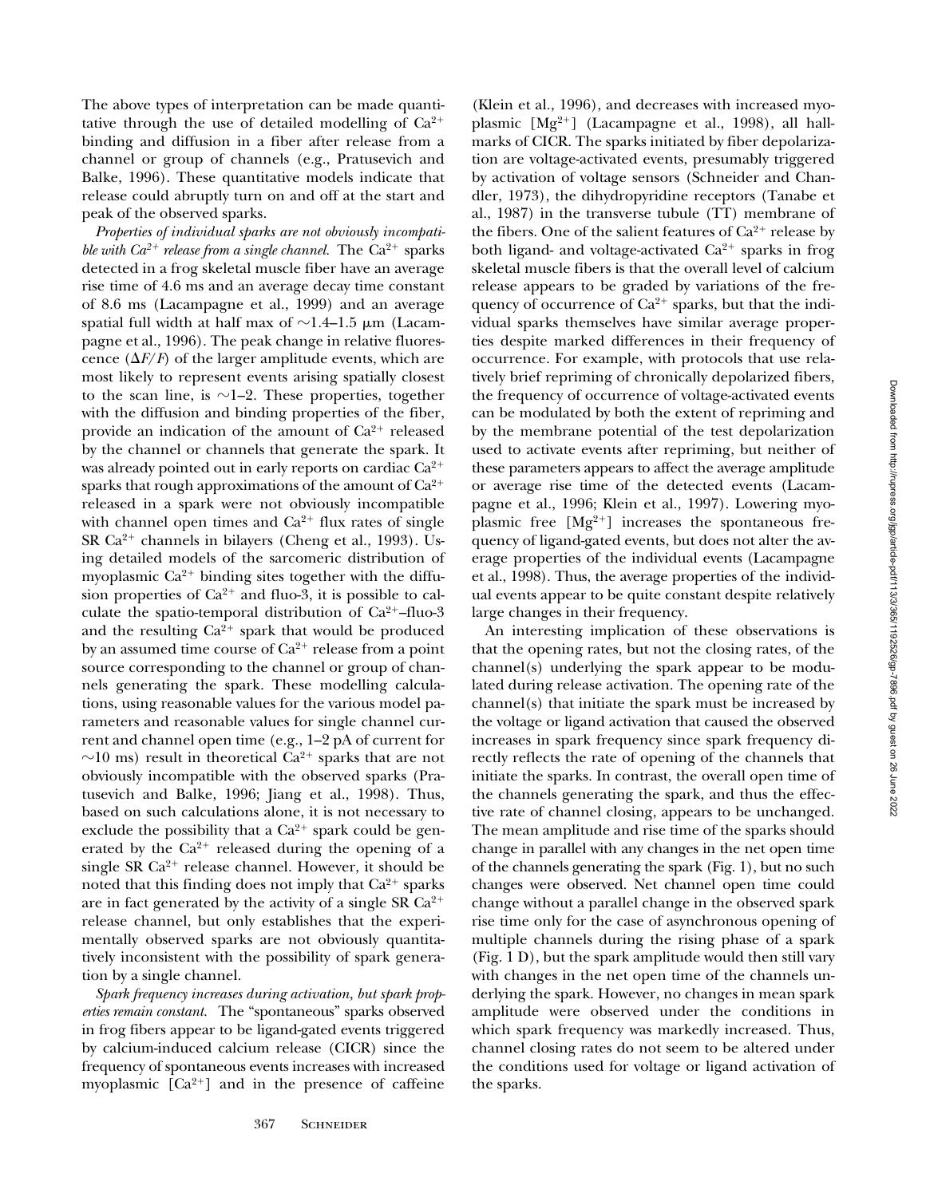The above types of interpretation can be made quantitative through the use of detailed modelling of $Ca^{2+}$ binding and diffusion in a fiber after release from a channel or group of channels (e.g., Pratusevich and Balke, 1996). These quantitative models indicate that release could abruptly turn on and off at the start and peak of the observed sparks.

*Properties of individual sparks are not obviously incompatible with $Ca^{2+}$ release from a single channel.* The $Ca^{2+}$ sparks detected in a frog skeletal muscle fiber have an average rise time of 4.6 ms and an average decay time constant of 8.6 ms (Lacampagne et al., 1999) and an average spatial full width at half max of ~1.4–1.5 μm (Lacampagne et al., 1996). The peak change in relative fluorescence ($\Delta F/F$) of the larger amplitude events, which are most likely to represent events arising spatially closest to the scan line, is ~1–2. These properties, together with the diffusion and binding properties of the fiber, provide an indication of the amount of $Ca^{2+}$ released by the channel or channels that generate the spark. It was already pointed out in early reports on cardiac $Ca^{2+}$ sparks that rough approximations of the amount of $Ca^{2+}$ released in a spark were not obviously incompatible with channel open times and $Ca^{2+}$ flux rates of single SR $Ca^{2+}$ channels in bilayers (Cheng et al., 1993). Using detailed models of the sarcomeric distribution of myoplasmic $Ca^{2+}$ binding sites together with the diffusion properties of $Ca^{2+}$ and fluo-3, it is possible to calculate the spatio-temporal distribution of $Ca^{2+}$–fluo-3 and the resulting $Ca^{2+}$ spark that would be produced by an assumed time course of $Ca^{2+}$ release from a point source corresponding to the channel or group of channels generating the spark. These modelling calculations, using reasonable values for the various model parameters and reasonable values for single channel current and channel open time (e.g., 1–2 pA of current for ~10 ms) result in theoretical $Ca^{2+}$ sparks that are not obviously incompatible with the observed sparks (Pratusevich and Balke, 1996; Jiang et al., 1998). Thus, based on such calculations alone, it is not necessary to exclude the possibility that a $Ca^{2+}$ spark could be generated by the $Ca^{2+}$ released during the opening of a single SR $Ca^{2+}$ release channel. However, it should be noted that this finding does not imply that $Ca^{2+}$ sparks are in fact generated by the activity of a single SR $Ca^{2+}$ release channel, but only establishes that the experimentally observed sparks are not obviously quantitatively inconsistent with the possibility of spark generation by a single channel.

*Spark frequency increases during activation, but spark properties remain constant.* The "spontaneous" sparks observed in frog fibers appear to be ligand-gated events triggered by calcium-induced calcium release (CICR) since the frequency of spontaneous events increases with increased myoplasmic $[Ca^{2+}]$ and in the presence of caffeine (Klein et al., 1996), and decreases with increased myoplasmic $[Mg^{2+}]$ (Lacampagne et al., 1998), all hallmarks of CICR. The sparks initiated by fiber depolarization are voltage-activated events, presumably triggered by activation of voltage sensors (Schneider and Chandler, 1973), the dihydropyridine receptors (Tanabe et al., 1987) in the transverse tubule (TT) membrane of the fibers. One of the salient features of $Ca^{2+}$ release by both ligand- and voltage-activated $Ca^{2+}$ sparks in frog skeletal muscle fibers is that the overall level of calcium release appears to be graded by variations of the frequency of occurrence of $Ca^{2+}$ sparks, but that the individual sparks themselves have similar average properties despite marked differences in their frequency of occurrence. For example, with protocols that use relatively brief repriming of chronically depolarized fibers, the frequency of occurrence of voltage-activated events can be modulated by both the extent of repriming and by the membrane potential of the test depolarization used to activate events after repriming, but neither of these parameters appears to affect the average amplitude or average rise time of the detected events (Lacampagne et al., 1996; Klein et al., 1997). Lowering myoplasmic free $[Mg^{2+}]$ increases the spontaneous frequency of ligand-gated events, but does not alter the average properties of the individual events (Lacampagne et al., 1998). Thus, the average properties of the individual events appear to be quite constant despite relatively large changes in their frequency.

An interesting implication of these observations is that the opening rates, but not the closing rates, of the channel(s) underlying the spark appear to be modulated during release activation. The opening rate of the channel(s) that initiate the spark must be increased by the voltage or ligand activation that caused the observed increases in spark frequency since spark frequency directly reflects the rate of opening of the channels that initiate the sparks. In contrast, the overall open time of the channels generating the spark, and thus the effective rate of channel closing, appears to be unchanged. The mean amplitude and rise time of the sparks should change in parallel with any changes in the net open time of the channels generating the spark (Fig. 1), but no such changes were observed. Net channel open time could change without a parallel change in the observed spark rise time only for the case of asynchronous opening of multiple channels during the rising phase of a spark (Fig. 1 D), but the spark amplitude would then still vary with changes in the net open time of the channels underlying the spark. However, no changes in mean spark amplitude were observed under the conditions in which spark frequency was markedly increased. Thus, channel closing rates do not seem to be altered under the conditions used for voltage or ligand activation of the sparks.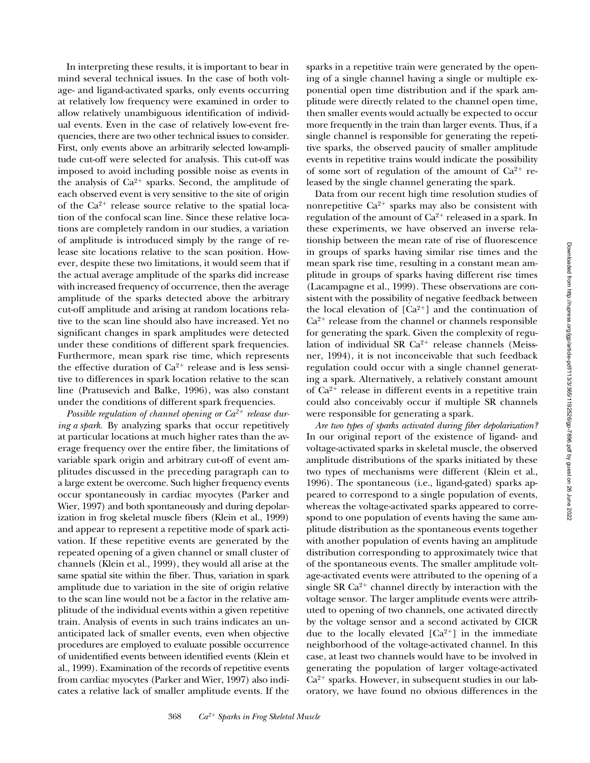In interpreting these results, it is important to bear in mind several technical issues. In the case of both voltage- and ligand-activated sparks, only events occurring at relatively low frequency were examined in order to allow relatively unambiguous identification of individual events. Even in the case of relatively low-event frequencies, there are two other technical issues to consider. First, only events above an arbitrarily selected low-amplitude cut-off were selected for analysis. This cut-off was imposed to avoid including possible noise as events in the analysis of $Ca^{2+}$ sparks. Second, the amplitude of each observed event is very sensitive to the site of origin of the $Ca^{2+}$ release source relative to the spatial location of the confocal scan line. Since these relative locations are completely random in our studies, a variation of amplitude is introduced simply by the range of release site locations relative to the scan position. However, despite these two limitations, it would seem that if the actual average amplitude of the sparks did increase with increased frequency of occurrence, then the average amplitude of the sparks detected above the arbitrary cut-off amplitude and arising at random locations relative to the scan line should also have increased. Yet no significant changes in spark amplitudes were detected under these conditions of different spark frequencies. Furthermore, mean spark rise time, which represents the effective duration of $Ca^{2+}$ release and is less sensitive to differences in spark location relative to the scan line (Pratusevich and Balke, 1996), was also constant under the conditions of different spark frequencies.

*Possible regulation of channel opening or $Ca^{2+}$ release during a spark.* By analyzing sparks that occur repetitively at particular locations at much higher rates than the average frequency over the entire fiber, the limitations of variable spark origin and arbitrary cut-off of event amplitudes discussed in the preceding paragraph can to a large extent be overcome. Such higher frequency events occur spontaneously in cardiac myocytes (Parker and Wier, 1997) and both spontaneously and during depolarization in frog skeletal muscle fibers (Klein et al., 1999) and appear to represent a repetitive mode of spark activation. If these repetitive events are generated by the repeated opening of a given channel or small cluster of channels (Klein et al., 1999), they would all arise at the same spatial site within the fiber. Thus, variation in spark amplitude due to variation in the site of origin relative to the scan line would not be a factor in the relative amplitude of the individual events within a given repetitive train. Analysis of events in such trains indicates an unanticipated lack of smaller events, even when objective procedures are employed to evaluate possible occurrence of unidentified events between identified events (Klein et al., 1999). Examination of the records of repetitive events from cardiac myocytes (Parker and Wier, 1997) also indicates a relative lack of smaller amplitude events. If the sparks in a repetitive train were generated by the opening of a single channel having a single or multiple exponential open time distribution and if the spark amplitude were directly related to the channel open time, then smaller events would actually be expected to occur more frequently in the train than larger events. Thus, if a single channel is responsible for generating the repetitive sparks, the observed paucity of smaller amplitude events in repetitive trains would indicate the possibility of some sort of regulation of the amount of $Ca^{2+}$ released by the single channel generating the spark.

Data from our recent high time resolution studies of nonrepetitive $Ca^{2+}$ sparks may also be consistent with regulation of the amount of $Ca^{2+}$ released in a spark. In these experiments, we have observed an inverse relationship between the mean rate of rise of fluorescence in groups of sparks having similar rise times and the mean spark rise time, resulting in a constant mean amplitude in groups of sparks having different rise times (Lacampagne et al., 1999). These observations are consistent with the possibility of negative feedback between the local elevation of $[Ca^{2+}]$ and the continuation of $Ca^{2+}$ release from the channel or channels responsible for generating the spark. Given the complexity of regulation of individual SR $Ca^{2+}$ release channels (Meissner, 1994), it is not inconceivable that such feedback regulation could occur with a single channel generating a spark. Alternatively, a relatively constant amount of $Ca^{2+}$ release in different events in a repetitive train could also conceivably occur if multiple SR channels were responsible for generating a spark.

*Are two types of sparks activated during fiber depolarization?* In our original report of the existence of ligand- and voltage-activated sparks in skeletal muscle, the observed amplitude distributions of the sparks initiated by these two types of mechanisms were different (Klein et al., 1996). The spontaneous (i.e., ligand-gated) sparks appeared to correspond to a single population of events, whereas the voltage-activated sparks appeared to correspond to one population of events having the same amplitude distribution as the spontaneous events together with another population of events having an amplitude distribution corresponding to approximately twice that of the spontaneous events. The smaller amplitude voltage-activated events were attributed to the opening of a single SR $Ca^{2+}$ channel directly by interaction with the voltage sensor. The larger amplitude events were attributed to opening of two channels, one activated directly by the voltage sensor and a second activated by CICR due to the locally elevated $[Ca^{2+}]$ in the immediate neighborhood of the voltage-activated channel. In this case, at least two channels would have to be involved in generating the population of larger voltage-activated $Ca^{2+}$ sparks. However, in subsequent studies in our laboratory, we have found no obvious differences in the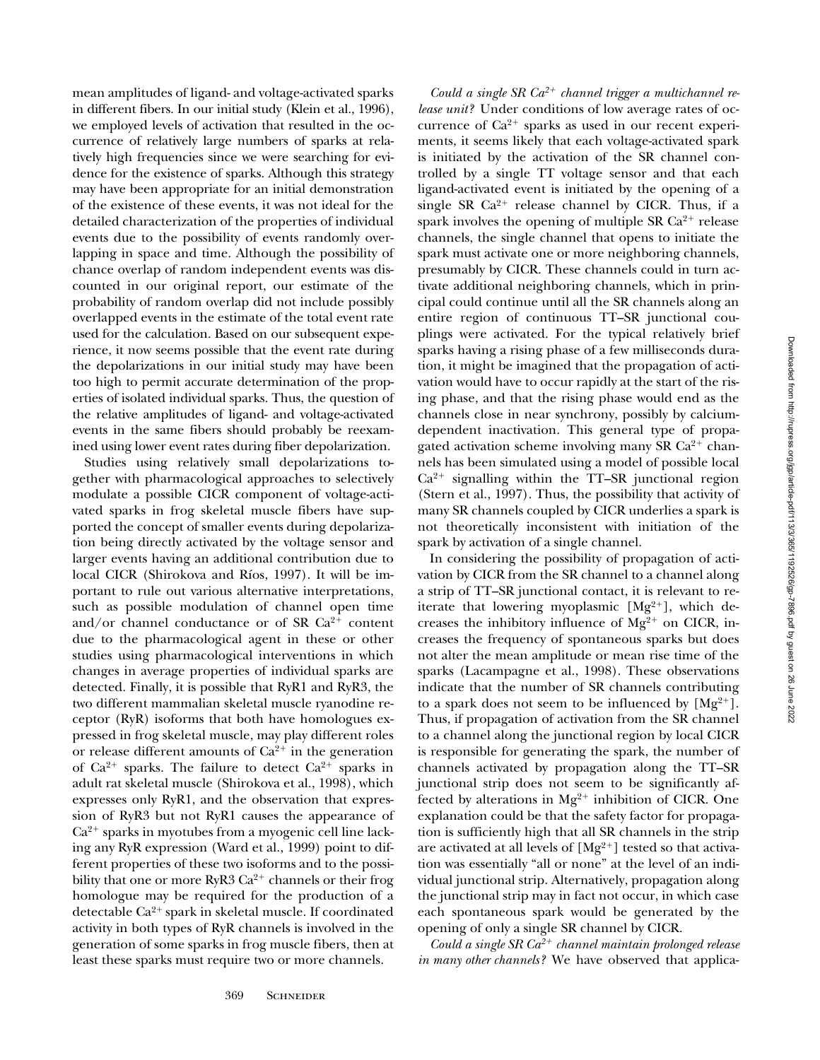mean amplitudes of ligand- and voltage-activated sparks in different fibers. In our initial study (Klein et al., 1996), we employed levels of activation that resulted in the occurrence of relatively large numbers of sparks at relatively high frequencies since we were searching for evidence for the existence of sparks. Although this strategy may have been appropriate for an initial demonstration of the existence of these events, it was not ideal for the detailed characterization of the properties of individual events due to the possibility of events randomly overlapping in space and time. Although the possibility of chance overlap of random independent events was discounted in our original report, our estimate of the probability of random overlap did not include possibly overlapped events in the estimate of the total event rate used for the calculation. Based on our subsequent experience, it now seems possible that the event rate during the depolarizations in our initial study may have been too high to permit accurate determination of the properties of isolated individual sparks. Thus, the question of the relative amplitudes of ligand- and voltage-activated events in the same fibers should probably be reexamined using lower event rates during fiber depolarization.

Studies using relatively small depolarizations together with pharmacological approaches to selectively modulate a possible CICR component of voltage-activated sparks in frog skeletal muscle fibers have supported the concept of smaller events during depolarization being directly activated by the voltage sensor and larger events having an additional contribution due to local CICR (Shirokova and Ríos, 1997). It will be important to rule out various alternative interpretations, such as possible modulation of channel open time and/or channel conductance or of SR $Ca^{2+}$ content due to the pharmacological agent in these or other studies using pharmacological interventions in which changes in average properties of individual sparks are detected. Finally, it is possible that RyR1 and RyR3, the two different mammalian skeletal muscle ryanodine receptor (RyR) isoforms that both have homologues expressed in frog skeletal muscle, may play different roles or release different amounts of $Ca^{2+}$ in the generation of $Ca^{2+}$ sparks. The failure to detect $Ca^{2+}$ sparks in adult rat skeletal muscle (Shirokova et al., 1998), which expresses only RyR1, and the observation that expression of RyR3 but not RyR1 causes the appearance of $Ca^{2+}$ sparks in myotubes from a myogenic cell line lacking any RyR expression (Ward et al., 1999) point to different properties of these two isoforms and to the possibility that one or more RyR3 $Ca^{2+}$ channels or their frog homologue may be required for the production of a detectable $Ca^{2+}$ spark in skeletal muscle. If coordinated activity in both types of RyR channels is involved in the generation of some sparks in frog muscle fibers, then at least these sparks must require two or more channels.

*Could a single SR $Ca^{2+}$ channel trigger a multichannel release unit?* Under conditions of low average rates of occurrence of $Ca^{2+}$ sparks as used in our recent experiments, it seems likely that each voltage-activated spark is initiated by the activation of the SR channel controlled by a single TT voltage sensor and that each ligand-activated event is initiated by the opening of a single SR $Ca^{2+}$ release channel by CICR. Thus, if a spark involves the opening of multiple SR $Ca^{2+}$ release channels, the single channel that opens to initiate the spark must activate one or more neighboring channels, presumably by CICR. These channels could in turn activate additional neighboring channels, which in principal could continue until all the SR channels along an entire region of continuous TT–SR junctional couplings were activated. For the typical relatively brief sparks having a rising phase of a few milliseconds duration, it might be imagined that the propagation of activation would have to occur rapidly at the start of the rising phase, and that the rising phase would end as the channels close in near synchrony, possibly by calcium-dependent inactivation. This general type of propagated activation scheme involving many SR $Ca^{2+}$ channels has been simulated using a model of possible local $Ca^{2+}$ signalling within the TT–SR junctional region (Stern et al., 1997). Thus, the possibility that activity of many SR channels coupled by CICR underlies a spark is not theoretically inconsistent with initiation of the spark by activation of a single channel.

In considering the possibility of propagation of activation by CICR from the SR channel to a channel along a strip of TT–SR junctional contact, it is relevant to reiterate that lowering myoplasmic $[Mg^{2+}]$, which decreases the inhibitory influence of $Mg^{2+}$ on CICR, increases the frequency of spontaneous sparks but does not alter the mean amplitude or mean rise time of the sparks (Lacampagne et al., 1998). These observations indicate that the number of SR channels contributing to a spark does not seem to be influenced by $[Mg^{2+}]$. Thus, if propagation of activation from the SR channel to a channel along the junctional region by local CICR is responsible for generating the spark, the number of channels activated by propagation along the TT–SR junctional strip does not seem to be significantly affected by alterations in $Mg^{2+}$ inhibition of CICR. One explanation could be that the safety factor for propagation is sufficiently high that all SR channels in the strip are activated at all levels of $[Mg^{2+}]$ tested so that activation was essentially "all or none" at the level of an individual junctional strip. Alternatively, propagation along the junctional strip may in fact not occur, in which case each spontaneous spark would be generated by the opening of only a single SR channel by CICR.

*Could a single SR $Ca^{2+}$ channel maintain prolonged release in many other channels?* We have observed that applica-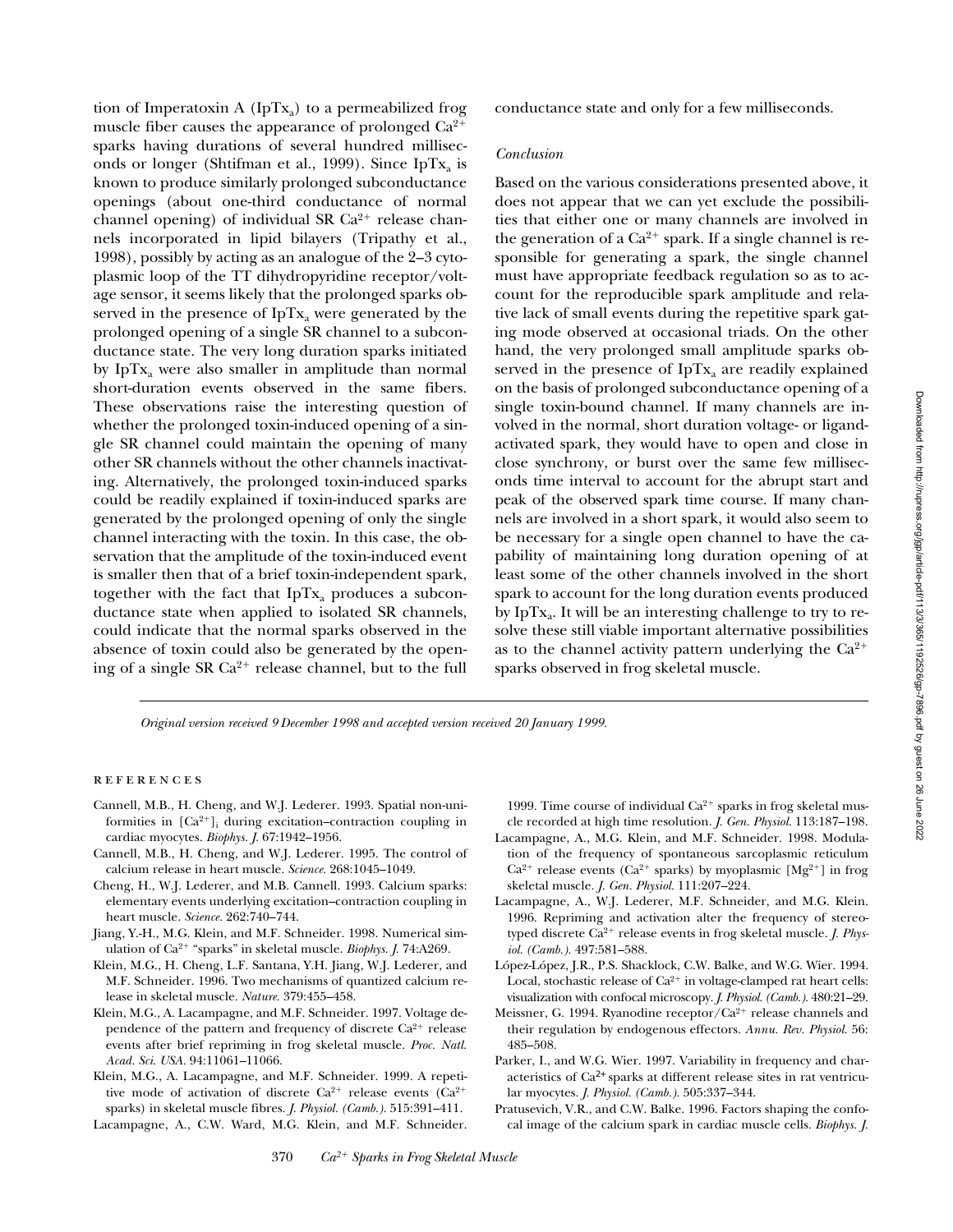tion of Imperatoxin A ($IpTx_a$) to a permeabilized frog muscle fiber causes the appearance of prolonged $Ca^{2+}$ sparks having durations of several hundred milliseconds or longer (Shtifman et al., 1999). Since $IpTx_a$ is known to produce similarly prolonged subconductance openings (about one-third conductance of normal channel opening) of individual SR $Ca^{2+}$ release channels incorporated in lipid bilayers (Tripathy et al., 1998), possibly by acting as an analogue of the 2–3 cytoplasmic loop of the TT dihydropyridine receptor/voltage sensor, it seems likely that the prolonged sparks observed in the presence of $IpTx_a$ were generated by the prolonged opening of a single SR channel to a subconductance state. The very long duration sparks initiated by $IpTx_a$ were also smaller in amplitude than normal short-duration events observed in the same fibers. These observations raise the interesting question of whether the prolonged toxin-induced opening of a single SR channel could maintain the opening of many other SR channels without the other channels inactivating. Alternatively, the prolonged toxin-induced sparks could be readily explained if toxin-induced sparks are generated by the prolonged opening of only the single channel interacting with the toxin. In this case, the observation that the amplitude of the toxin-induced event is smaller then that of a brief toxin-independent spark, together with the fact that $IpTx_a$ produces a subconductance state when applied to isolated SR channels, could indicate that the normal sparks observed in the absence of toxin could also be generated by the opening of a single SR $Ca^{2+}$ release channel, but to the full conductance state and only for a few milliseconds.

### *Conclusion*

Based on the various considerations presented above, it does not appear that we can yet exclude the possibilities that either one or many channels are involved in the generation of a $Ca^{2+}$ spark. If a single channel is responsible for generating a spark, the single channel must have appropriate feedback regulation so as to account for the reproducible spark amplitude and relative lack of small events during the repetitive spark gating mode observed at occasional triads. On the other hand, the very prolonged small amplitude sparks observed in the presence of $IpTx_a$ are readily explained on the basis of prolonged subconductance opening of a single toxin-bound channel. If many channels are involved in the normal, short duration voltage- or ligand-activated spark, they would have to open and close in close synchrony, or burst over the same few milliseconds time interval to account for the abrupt start and peak of the observed spark time course. If many channels are involved in a short spark, it would also seem to be necessary for a single open channel to have the capability of maintaining long duration opening of at least some of the other channels involved in the short spark to account for the long duration events produced by $IpTx_a$. It will be an interesting challenge to try to resolve these still viable important alternative possibilities as to the channel activity pattern underlying the $Ca^{2+}$ sparks observed in frog skeletal muscle.

*Original version received 9 December 1998 and accepted version received 20 January 1999.*

## REFERENCES

Cannell, M.B., H. Cheng, and W.J. Lederer. 1993. Spatial non-uniformities in $[Ca^{2+}]_i$ during excitation–contraction coupling in cardiac myocytes. *Biophys. J.* 67:1942–1956.

Cannell, M.B., H. Cheng, and W.J. Lederer. 1995. The control of calcium release in heart muscle. *Science.* 268:1045–1049.

Cheng, H., W.J. Lederer, and M.B. Cannell. 1993. Calcium sparks: elementary events underlying excitation–contraction coupling in heart muscle. *Science.* 262:740–744.

Jiang, Y.-H., M.G. Klein, and M.F. Schneider. 1998. Numerical simulation of $Ca^{2+}$ "sparks" in skeletal muscle. *Biophys. J.* 74:A269.

Klein, M.G., H. Cheng, L.F. Santana, Y.H. Jiang, W.J. Lederer, and M.F. Schneider. 1996. Two mechanisms of quantized calcium release in skeletal muscle. *Nature.* 379:455–458.

Klein, M.G., A. Lacampagne, and M.F. Schneider. 1997. Voltage dependence of the pattern and frequency of discrete $Ca^{2+}$ release events after brief repriming in frog skeletal muscle. *Proc. Natl. Acad. Sci. USA.* 94:11061–11066.

Klein, M.G., A. Lacampagne, and M.F. Schneider. 1999. A repetitive mode of activation of discrete $Ca^{2+}$ release events ($Ca^{2+}$ sparks) in skeletal muscle fibres. *J. Physiol. (Camb.).* 515:391–411.

Lacampagne, A., C.W. Ward, M.G. Klein, and M.F. Schneider. 1999. Time course of individual $Ca^{2+}$ sparks in frog skeletal muscle recorded at high time resolution. *J. Gen. Physiol.* 113:187–198.

Lacampagne, A., M.G. Klein, and M.F. Schneider. 1998. Modulation of the frequency of spontaneous sarcoplasmic reticulum $Ca^{2+}$ release events ($Ca^{2+}$ sparks) by myoplasmic $[Mg^{2+}]$ in frog skeletal muscle. *J. Gen. Physiol.* 111:207–224.

Lacampagne, A., W.J. Lederer, M.F. Schneider, and M.G. Klein. 1996. Repriming and activation alter the frequency of stereotyped discrete $Ca^{2+}$ release events in frog skeletal muscle. *J. Physiol. (Camb.).* 497:581–588.

López-López, J.R., P.S. Shacklock, C.W. Balke, and W.G. Wier. 1994. Local, stochastic release of $Ca^{2+}$ in voltage-clamped rat heart cells: visualization with confocal microscopy. *J. Physiol. (Camb.).* 480:21–29.

Meissner, G. 1994. Ryanodine receptor/$Ca^{2+}$ release channels and their regulation by endogenous effectors. *Annu. Rev. Physiol.* 56: 485–508.

Parker, I., and W.G. Wier. 1997. Variability in frequency and characteristics of $Ca^{2+}$ sparks at different release sites in rat ventricular myocytes. *J. Physiol. (Camb.).* 505:337–344.

Pratusevich, V.R., and C.W. Balke. 1996. Factors shaping the confocal image of the calcium spark in cardiac muscle cells. *Biophys. J.*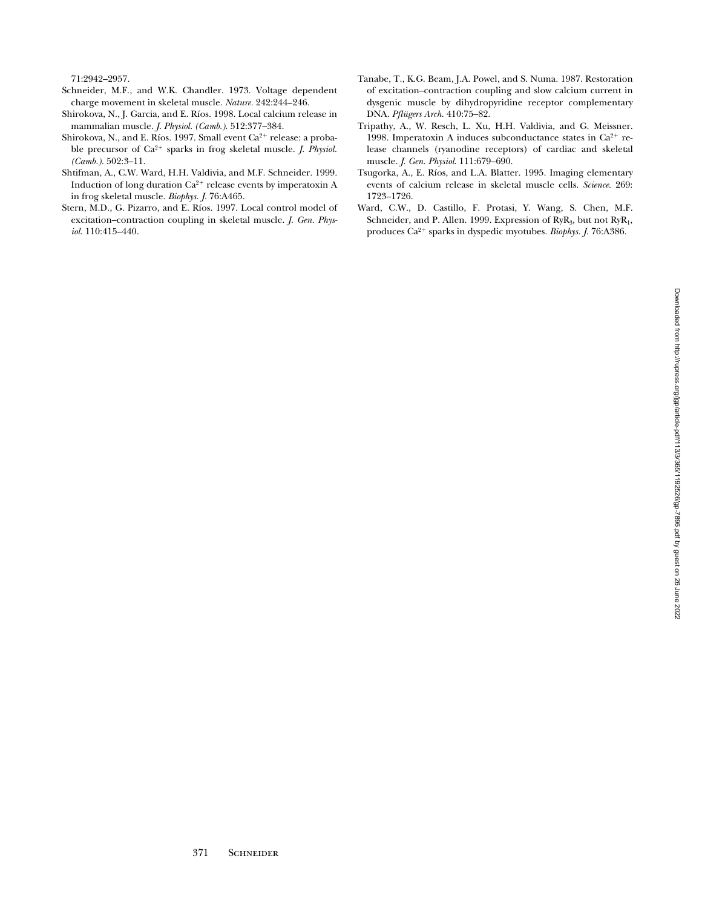71:2942–2957.

Schneider, M.F., and W.K. Chandler. 1973. Voltage dependent charge movement in skeletal muscle. *Nature.* 242:244–246.

Shirokova, N., J. Garcia, and E. Ríos. 1998. Local calcium release in mammalian muscle. *J. Physiol. (Camb.).* 512:377–384.

Shirokova, N., and E. Ríos. 1997. Small event $Ca^{2+}$ release: a probable precursor of $Ca^{2+}$ sparks in frog skeletal muscle. *J. Physiol. (Camb.).* 502:3–11.

Shtifman, A., C.W. Ward, H.H. Valdivia, and M.F. Schneider. 1999. Induction of long duration $Ca^{2+}$ release events by imperatoxin A in frog skeletal muscle. *Biophys. J.* 76:A465.

Stern, M.D., G. Pizarro, and E. Ríos. 1997. Local control model of excitation–contraction coupling in skeletal muscle. *J. Gen. Physiol.* 110:415–440.

Tanabe, T., K.G. Beam, J.A. Powel, and S. Numa. 1987. Restoration of excitation–contraction coupling and slow calcium current in dysgenic muscle by dihydropyridine receptor complementary DNA. *Pflügers Arch.* 410:75–82.

Tripathy, A., W. Resch, L. Xu, H.H. Valdivia, and G. Meissner. 1998. Imperatoxin A induces subconductance states in $Ca^{2+}$ release channels (ryanodine receptors) of cardiac and skeletal muscle. *J. Gen. Physiol.* 111:679–690.

Tsugorka, A., E. Ríos, and L.A. Blatter. 1995. Imaging elementary events of calcium release in skeletal muscle cells. *Science.* 269: 1723–1726.

Ward, C.W., D. Castillo, F. Protasi, Y. Wang, S. Chen, M.F. Schneider, and P. Allen. 1999. Expression of $RyR_3$, but not $RyR_1$, produces $Ca^{2+}$ sparks in dyspedic myotubes. *Biophys. J.* 76:A386.